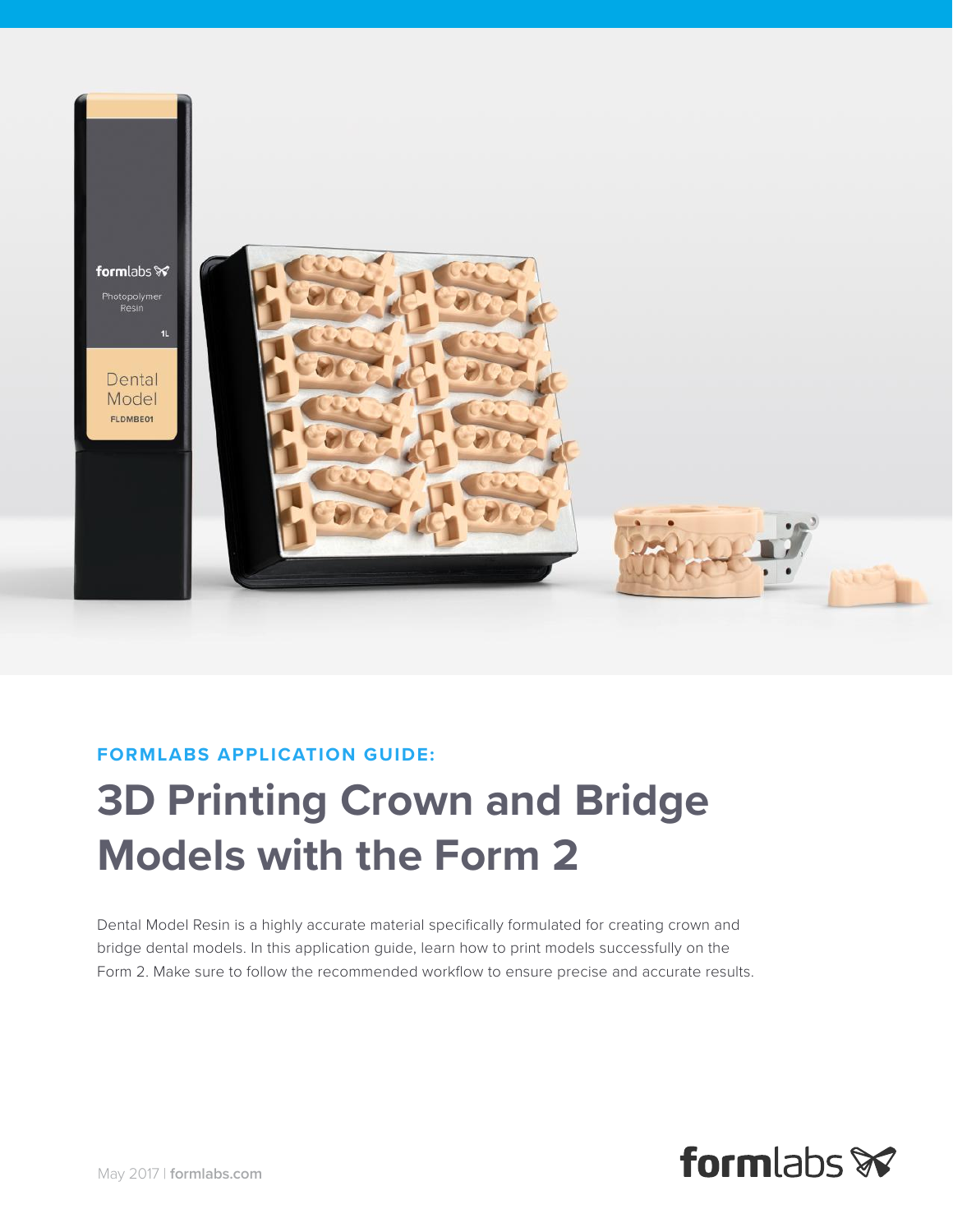**FORMLABS APPLICATION GUIDE:**

# 3D Printing Crown and Bridge Models with the Form 2

Dental Model Resin is a highly accurate material specifically formulated for creating crown and bridge dental models. In this application guide, learn how to print models successfully on the Form 2. Make sure to follow the recommended workflow to ensure precise and accurate results.

May 2017 | **formlabs.com**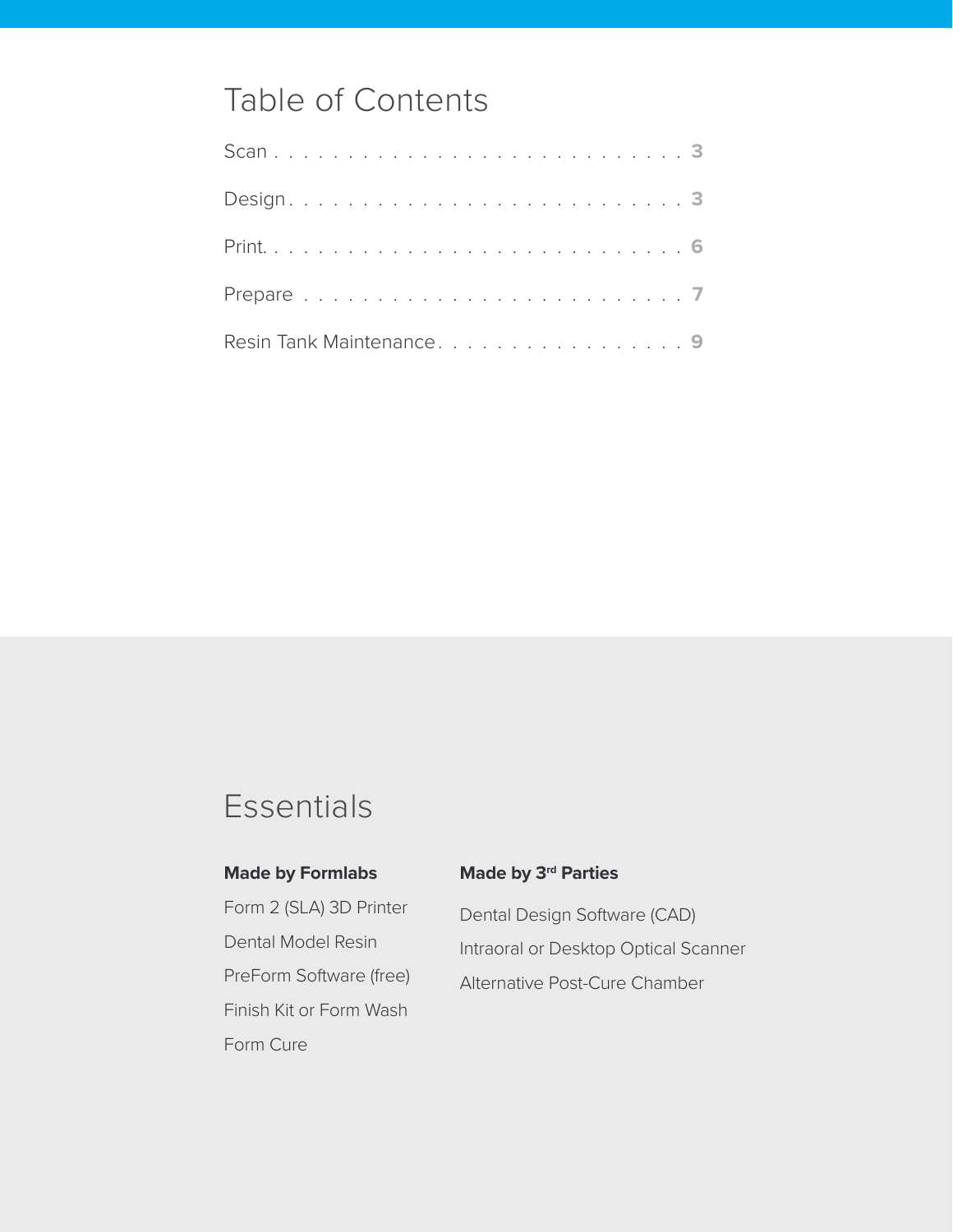## Table of Contents

| | |
|---|---|
| Scan | 3 |
| Design | 3 |
| Print | 6 |
| Prepare | 7 |
| Resin Tank Maintenance | 9 |

## Essentials

**Made by Formlabs**

Form 2 (SLA) 3D Printer

Dental Model Resin

PreForm Software (free)

Finish Kit or Form Wash

Form Cure

**Made by 3rd Parties**

Dental Design Software (CAD)

Intraoral or Desktop Optical Scanner

Alternative Post-Cure Chamber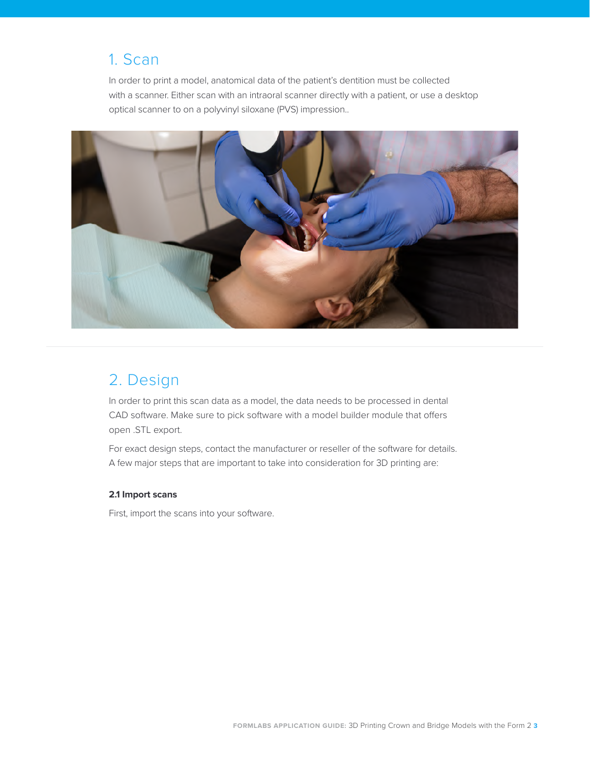## 1. Scan

In order to print a model, anatomical data of the patient's dentition must be collected with a scanner. Either scan with an intraoral scanner directly with a patient, or use a desktop optical scanner to on a polyvinyl siloxane (PVS) impression..

## 2. Design

In order to print this scan data as a model, the data needs to be processed in dental CAD software. Make sure to pick software with a model builder module that offers open .STL export.

For exact design steps, contact the manufacturer or reseller of the software for details. A few major steps that are important to take into consideration for 3D printing are:

**2.1 Import scans**

First, import the scans into your software.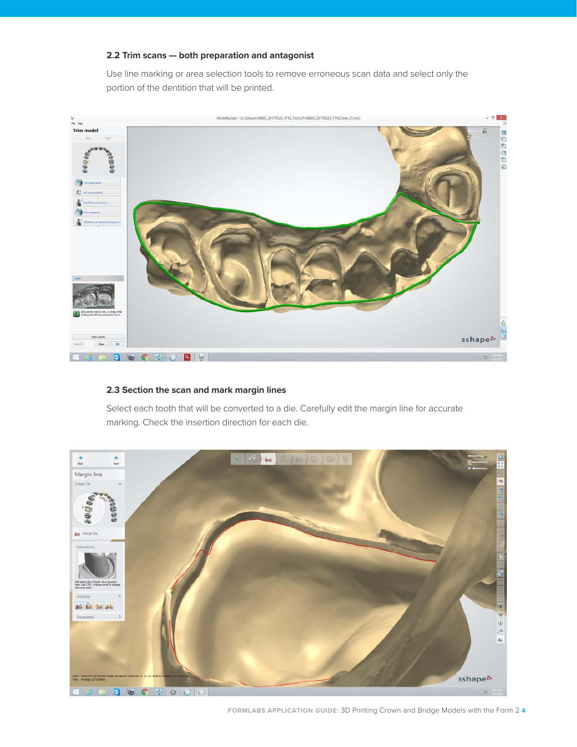### 2.2 Trim scans — both preparation and antagonist

Use line marking or area selection tools to remove erroneous scan data and select only the portion of the dentition that will be printed.

### 2.3 Section the scan and mark margin lines

Select each tooth that will be converted to a die. Carefully edit the margin line for accurate marking. Check the insertion direction for each die.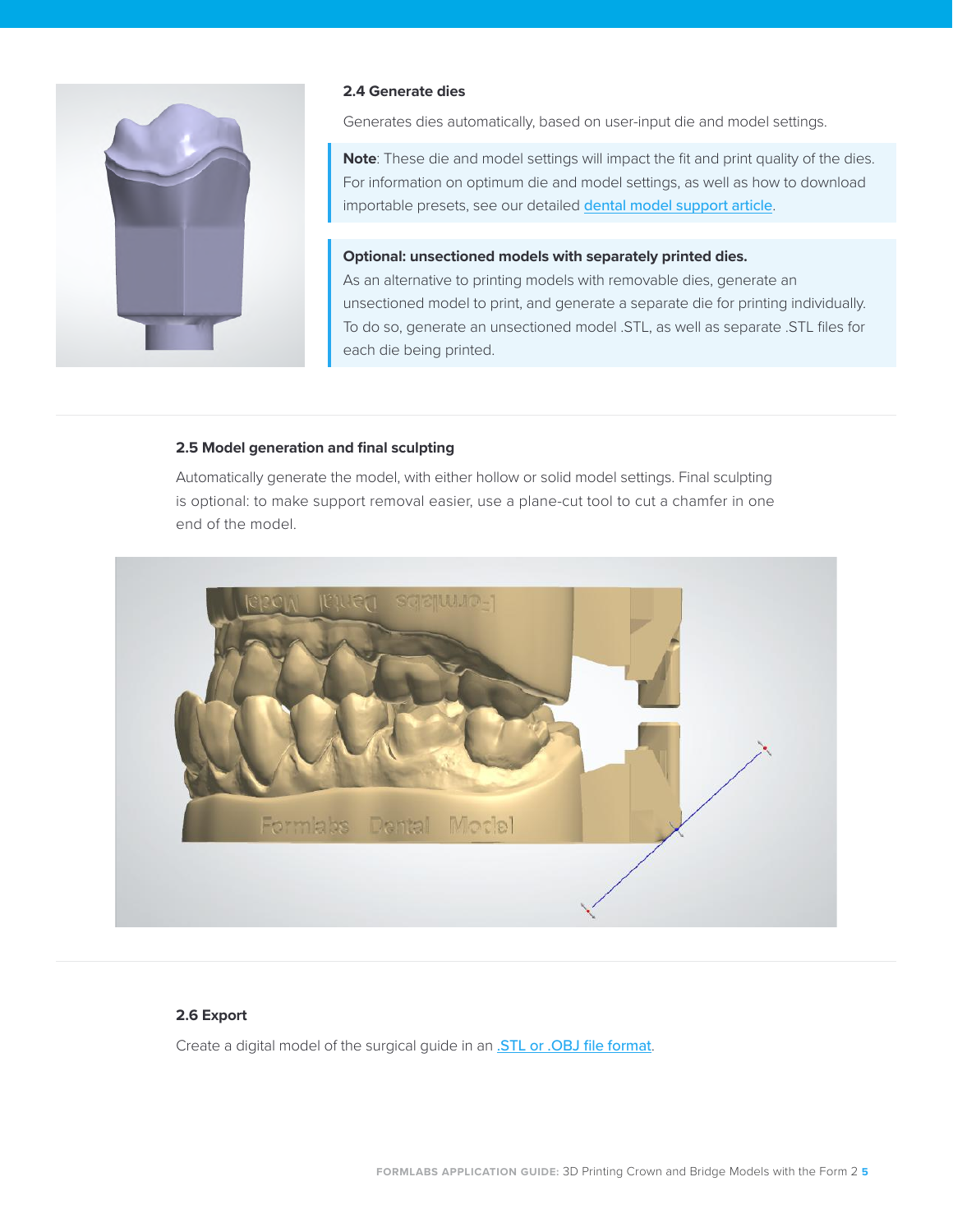### 2.4 Generate dies

Generates dies automatically, based on user-input die and model settings.

**Note**: These die and model settings will impact the fit and print quality of the dies. For information on optimum die and model settings, as well as how to download importable presets, see our detailed dental model support article.

**Optional: unsectioned models with separately printed dies.**
As an alternative to printing models with removable dies, generate an unsectioned model to print, and generate a separate die for printing individually. To do so, generate an unsectioned model .STL, as well as separate .STL files for each die being printed.

### 2.5 Model generation and final sculpting

Automatically generate the model, with either hollow or solid model settings. Final sculpting is optional: to make support removal easier, use a plane-cut tool to cut a chamfer in one end of the model.

### 2.6 Export

Create a digital model of the surgical guide in an .STL or .OBJ file format.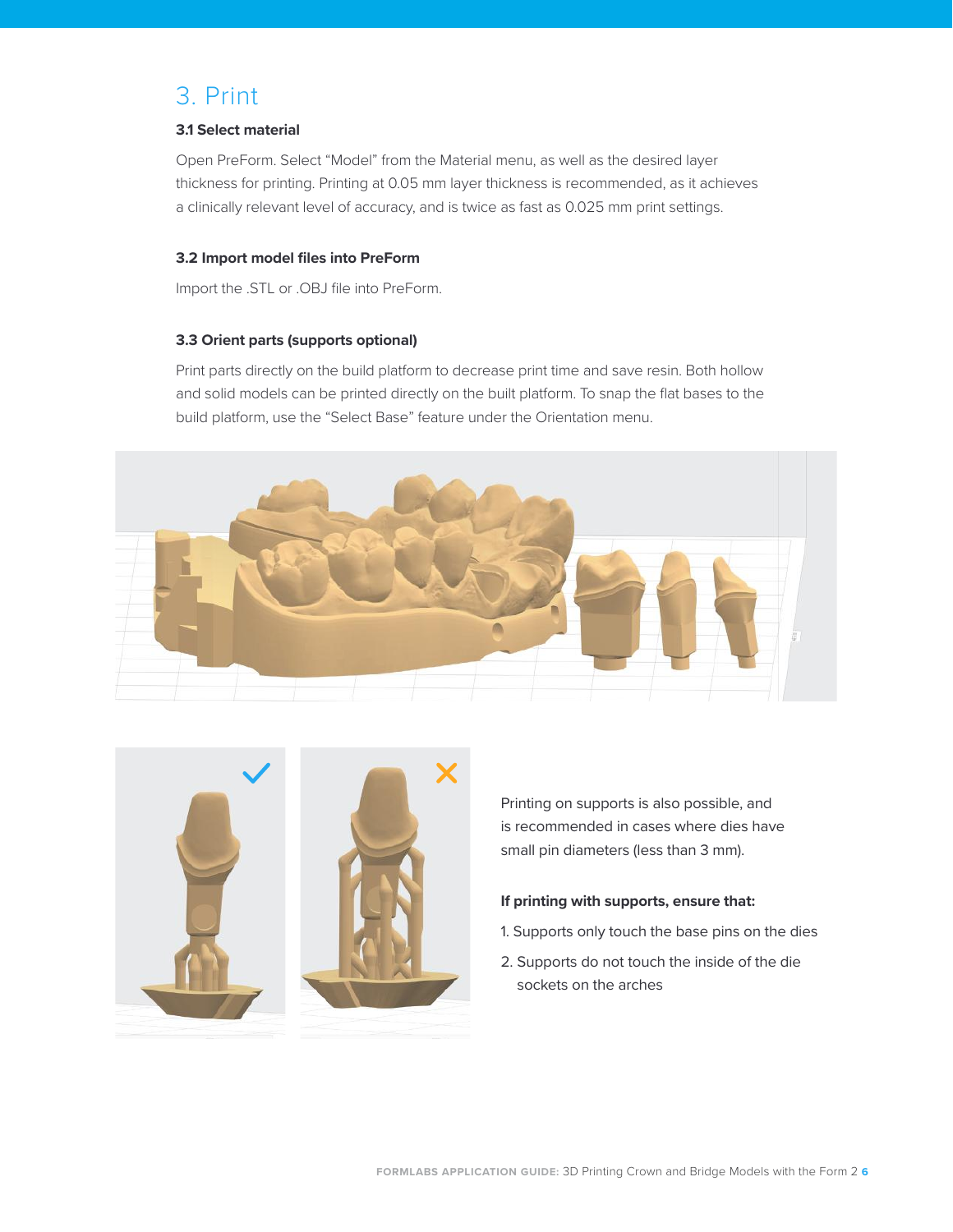# 3. Print

### 3.1 Select material

Open PreForm. Select “Model” from the Material menu, as well as the desired layer thickness for printing. Printing at 0.05 mm layer thickness is recommended, as it achieves a clinically relevant level of accuracy, and is twice as fast as 0.025 mm print settings.

### 3.2 Import model files into PreForm

Import the .STL or .OBJ file into PreForm.

### 3.3 Orient parts (supports optional)

Print parts directly on the build platform to decrease print time and save resin. Both hollow and solid models can be printed directly on the built platform. To snap the flat bases to the build platform, use the “Select Base” feature under the Orientation menu.

Printing on supports is also possible, and is recommended in cases where dies have small pin diameters (less than 3 mm).

**If printing with supports, ensure that:**

1. Supports only touch the base pins on the dies
2. Supports do not touch the inside of the die sockets on the arches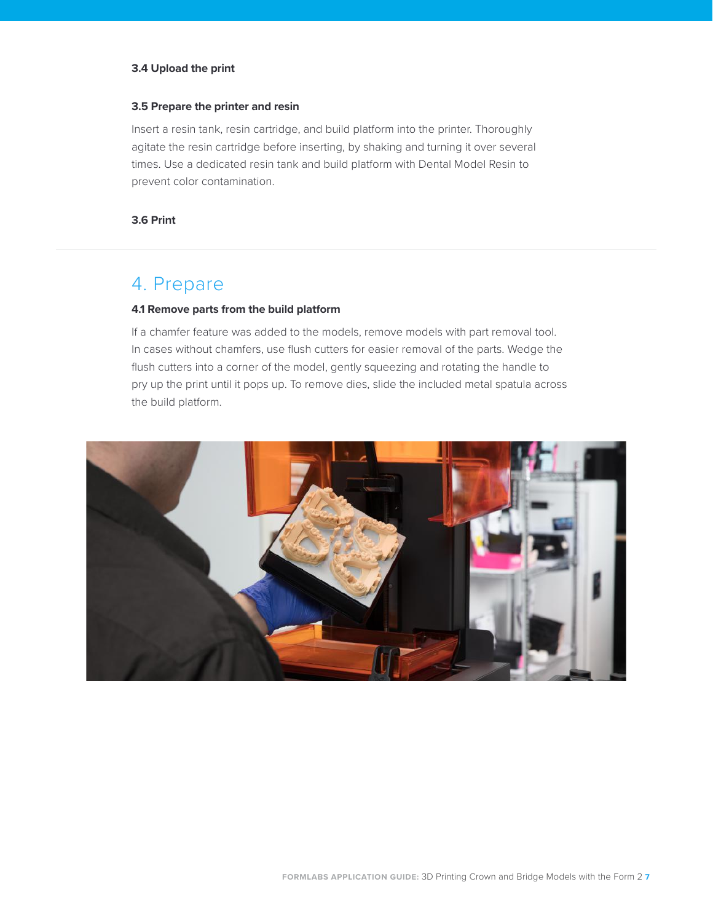### 3.4 Upload the print

### 3.5 Prepare the printer and resin

Insert a resin tank, resin cartridge, and build platform into the printer. Thoroughly agitate the resin cartridge before inserting, by shaking and turning it over several times. Use a dedicated resin tank and build platform with Dental Model Resin to prevent color contamination.

### 3.6 Print

## 4. Prepare

### 4.1 Remove parts from the build platform

If a chamfer feature was added to the models, remove models with part removal tool. In cases without chamfers, use flush cutters for easier removal of the parts. Wedge the flush cutters into a corner of the model, gently squeezing and rotating the handle to pry up the print until it pops up. To remove dies, slide the included metal spatula across the build platform.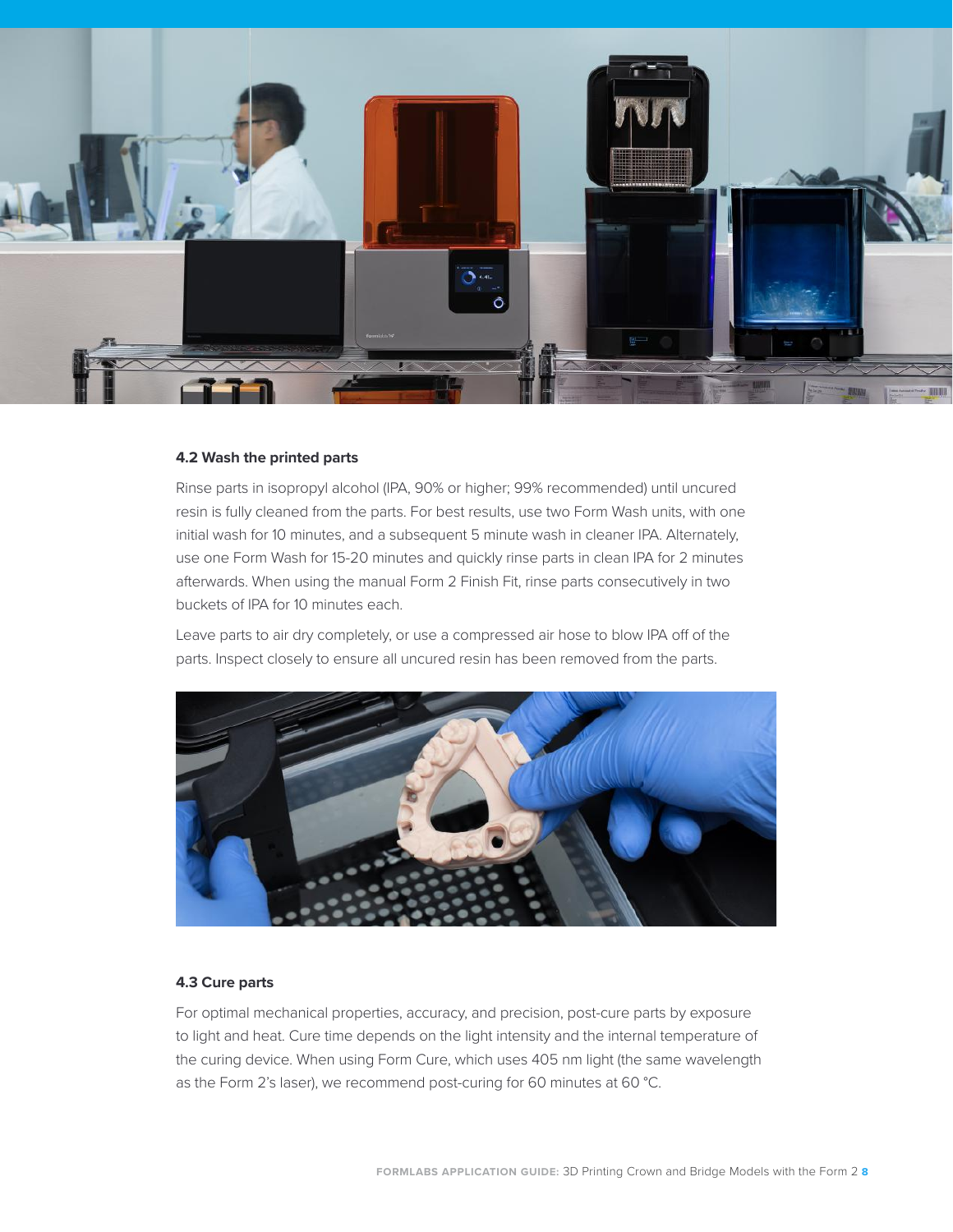#### 4.2 Wash the printed parts

Rinse parts in isopropyl alcohol (IPA, 90% or higher; 99% recommended) until uncured resin is fully cleaned from the parts. For best results, use two Form Wash units, with one initial wash for 10 minutes, and a subsequent 5 minute wash in cleaner IPA. Alternately, use one Form Wash for 15-20 minutes and quickly rinse parts in clean IPA for 2 minutes afterwards. When using the manual Form 2 Finish Fit, rinse parts consecutively in two buckets of IPA for 10 minutes each.

Leave parts to air dry completely, or use a compressed air hose to blow IPA off of the parts. Inspect closely to ensure all uncured resin has been removed from the parts.

#### 4.3 Cure parts

For optimal mechanical properties, accuracy, and precision, post-cure parts by exposure to light and heat. Cure time depends on the light intensity and the internal temperature of the curing device. When using Form Cure, which uses 405 nm light (the same wavelength as the Form 2's laser), we recommend post-curing for 60 minutes at 60 °C.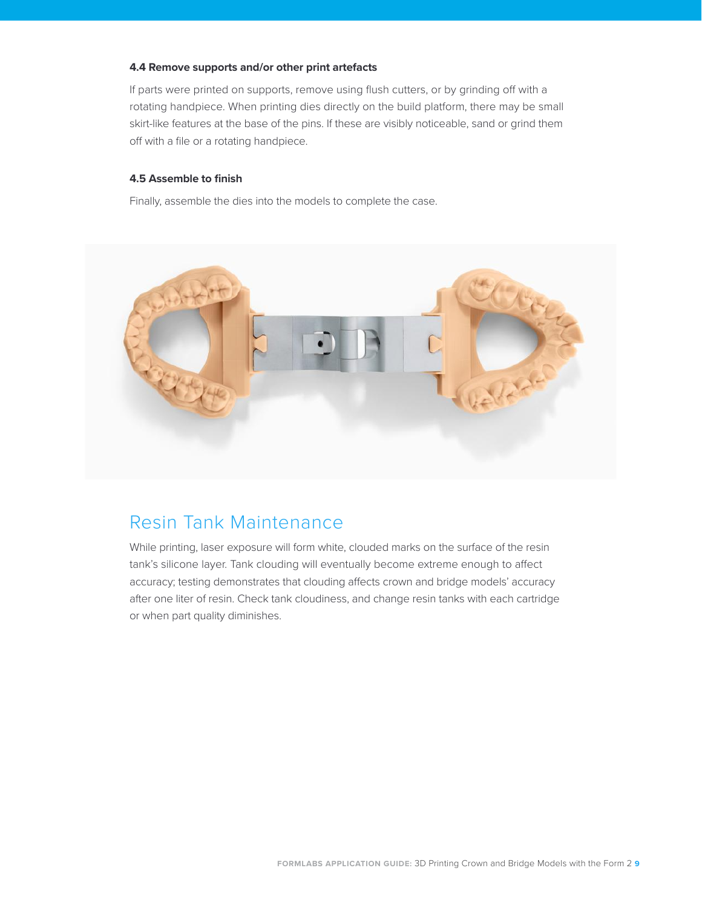#### 4.4 Remove supports and/or other print artefacts

If parts were printed on supports, remove using flush cutters, or by grinding off with a rotating handpiece. When printing dies directly on the build platform, there may be small skirt-like features at the base of the pins. If these are visibly noticeable, sand or grind them off with a file or a rotating handpiece.

#### 4.5 Assemble to finish

Finally, assemble the dies into the models to complete the case.

## Resin Tank Maintenance

While printing, laser exposure will form white, clouded marks on the surface of the resin tank's silicone layer. Tank clouding will eventually become extreme enough to affect accuracy; testing demonstrates that clouding affects crown and bridge models' accuracy after one liter of resin. Check tank cloudiness, and change resin tanks with each cartridge or when part quality diminishes.